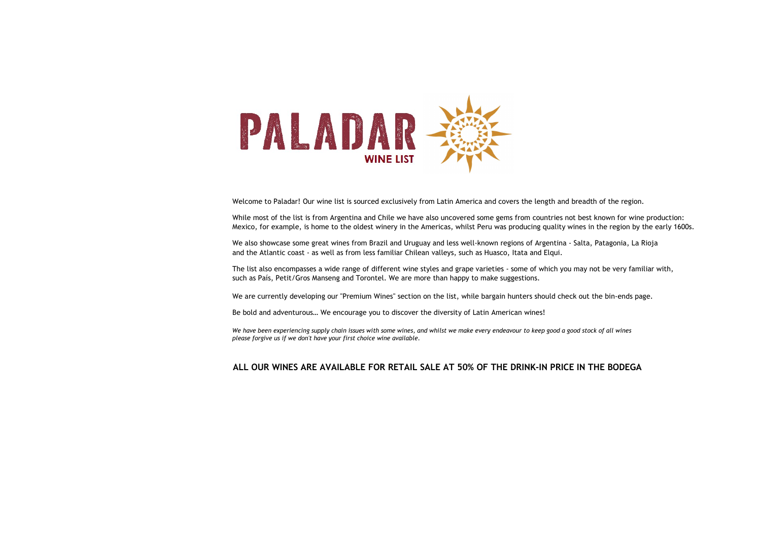# PALADAR

## WINE LIST

Welcome to Paladar! Our wine list is sourced exclusively from Latin America and covers the length and breadth of the region.

While most of the list is from Argentina and Chile we have also uncovered some gems from countries not best known for wine production: Mexico, for example, is home to the oldest winery in the Americas, whilst Peru was producing quality wines in the region by the early 1600s.

We also showcase some great wines from Brazil and Uruguay and less well-known regions of Argentina - Salta, Patagonia, La Rioja and the Atlantic coast - as well as from less familiar Chilean valleys, such as Huasco, Itata and Elqui.

The list also encompasses a wide range of different wine styles and grape varieties - some of which you may not be very familiar with, such as País, Petit/Gros Manseng and Torontel. We are more than happy to make suggestions.

We are currently developing our "Premium Wines" section on the list, while bargain hunters should check out the bin-ends page.

Be bold and adventurous… We encourage you to discover the diversity of Latin American wines!

*We have been experiencing supply chain issues with some wines, and whilst we make every endeavour to keep good a good stock of all wines please forgive us if we don't have your first choice wine available.*

**ALL OUR WINES ARE AVAILABLE FOR RETAIL SALE AT 50% OF THE DRINK-IN PRICE IN THE BODEGA**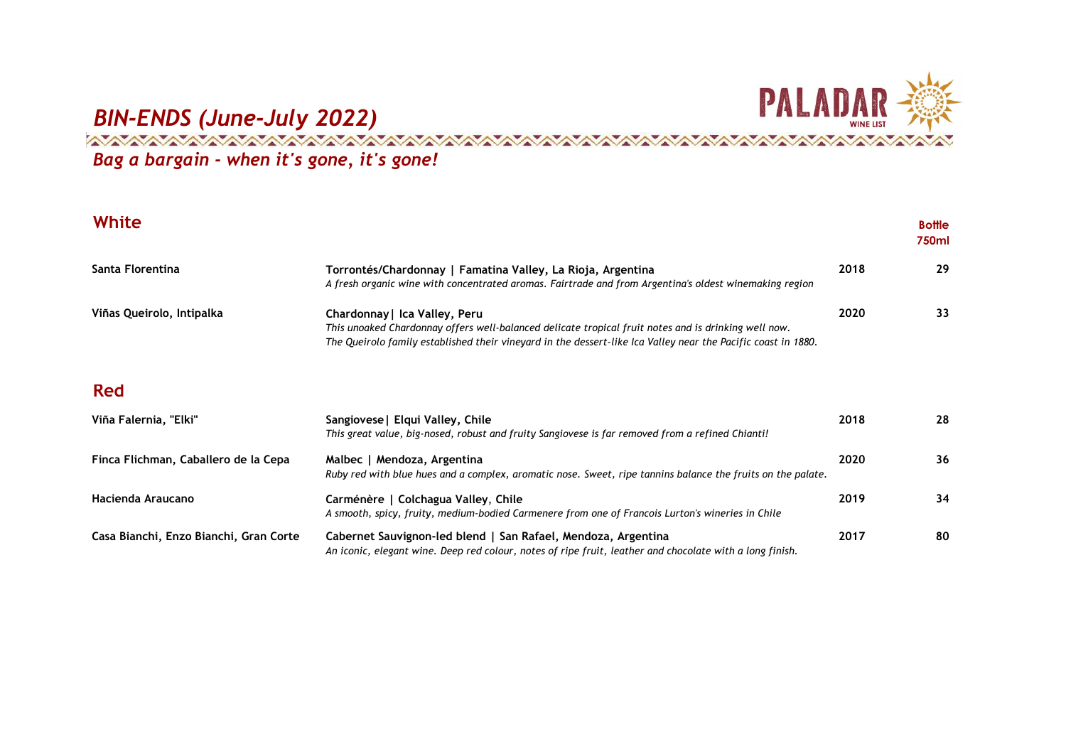# *BIN-ENDS (June-July 2022)*

PALADAR WINE LIST

## *Bag a bargain - when it's gone, it's gone!*

## White

| | | | Bottle 750ml |
|---|---|---|---|
| **Santa Florentina** | **Torrontés/Chardonnay \| Famatina Valley, La Rioja, Argentina**<br>*A fresh organic wine with concentrated aromas. Fairtrade and from Argentina's oldest winemaking region* | **2018** | **29** |
| **Viñas Queirolo, Intipalka** | **Chardonnay\| Ica Valley, Peru**<br>*This unoaked Chardonnay offers well-balanced delicate tropical fruit notes and is drinking well now. The Queirolo family established their vineyard in the dessert-like Ica Valley near the Pacific coast in 1880.* | **2020** | **33** |

## Red

| | | | |
|---|---|---|---|
| **Viña Falernia, "Elki"** | **Sangiovese\| Elqui Valley, Chile**<br>*This great value, big-nosed, robust and fruity Sangiovese is far removed from a refined Chianti!* | **2018** | **28** |
| **Finca Flichman, Caballero de la Cepa** | **Malbec \| Mendoza, Argentina**<br>*Ruby red with blue hues and a complex, aromatic nose. Sweet, ripe tannins balance the fruits on the palate.* | **2020** | **36** |
| **Hacienda Araucano** | **Carménère \| Colchagua Valley, Chile**<br>*A smooth, spicy, fruity, medium-bodied Carmenere from one of Francois Lurton's wineries in Chile* | **2019** | **34** |
| **Casa Bianchi, Enzo Bianchi, Gran Corte** | **Cabernet Sauvignon-led blend \| San Rafael, Mendoza, Argentina**<br>*An iconic, elegant wine. Deep red colour, notes of ripe fruit, leather and chocolate with a long finish.* | **2017** | **80** |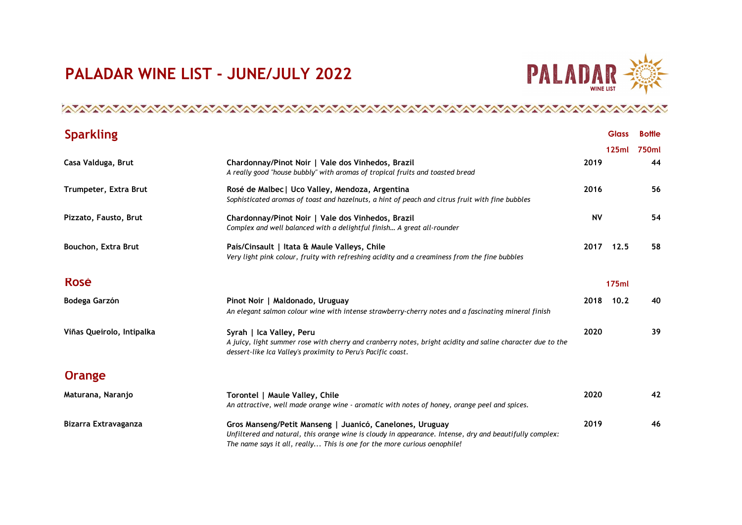# PALADAR WINE LIST - JUNE/JULY 2022

## Sparkling

| Wine | Description | Vintage | Glass 125ml | Bottle 750ml |
|---|---|---|---|---|
| **Casa Valduga, Brut** | **Chardonnay/Pinot Noir \| Vale dos Vinhedos, Brazil**<br>*A really good "house bubbly" with aromas of tropical fruits and toasted bread* | 2019 | | 44 |
| **Trumpeter, Extra Brut** | **Rosé de Malbec\| Uco Valley, Mendoza, Argentina**<br>*Sophisticated aromas of toast and hazelnuts, a hint of peach and citrus fruit with fine bubbles* | 2016 | | 56 |
| **Pizzato, Fausto, Brut** | **Chardonnay/Pinot Noir \| Vale dos Vinhedos, Brazil**<br>*Complex and well balanced with a delightful finish… A great all-rounder* | NV | | 54 |
| **Bouchon, Extra Brut** | **País/Cinsault \| Itata & Maule Valleys, Chile**<br>*Very light pink colour, fruity with refreshing acidity and a creaminess from the fine bubbles* | 2017 | 12.5 | 58 |

## Rosé

| Wine | Description | Vintage | Glass 175ml | Bottle |
|---|---|---|---|---|
| **Bodega Garzón** | **Pinot Noir \| Maldonado, Uruguay**<br>*An elegant salmon colour wine with intense strawberry-cherry notes and a fascinating mineral finish* | 2018 | 10.2 | 40 |
| **Viñas Queirolo, Intipalka** | **Syrah \| Ica Valley, Peru**<br>*A juicy, light summer rose with cherry and cranberry notes, bright acidity and saline character due to the dessert-like Ica Valley's proximity to Peru's Pacific coast.* | 2020 | | 39 |

## Orange

| Wine | Description | Vintage | Glass | Bottle |
|---|---|---|---|---|
| **Maturana, Naranjo** | **Torontel \| Maule Valley, Chile**<br>*An attractive, well made orange wine - aromatic with notes of honey, orange peel and spices.* | 2020 | | 42 |
| **Bizarra Extravaganza** | **Gros Manseng/Petit Manseng \| Juanicó, Canelones, Uruguay**<br>*Unfiltered and natural, this orange wine is cloudy in appearance. Intense, dry and beautifully complex: The name says it all, really... This is one for the more curious oenophile!* | 2019 | | 46 |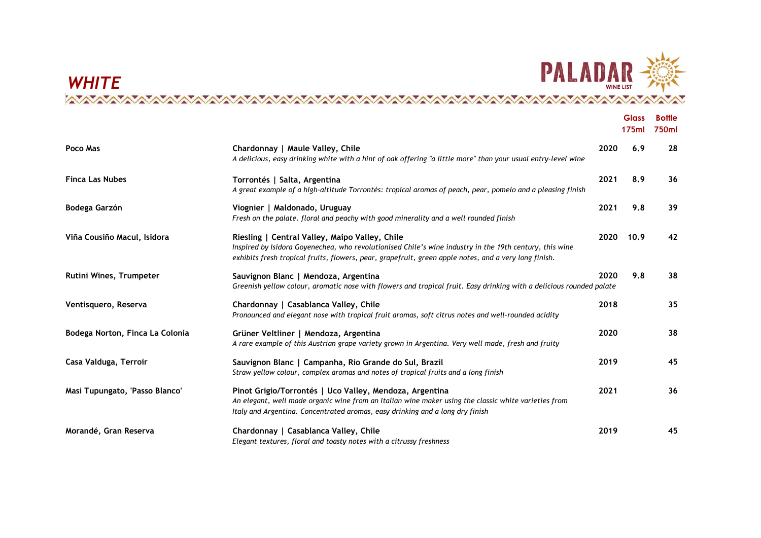# WHITE

PALADAR WINE LIST

| | | | Glass 175ml | Bottle 750ml |
|---|---|---|---|---|
| **Poco Mas** | **Chardonnay \| Maule Valley, Chile**<br>*A delicious, easy drinking white with a hint of oak offering "a little more" than your usual entry-level wine* | 2020 | 6.9 | 28 |
| **Finca Las Nubes** | **Torrontés \| Salta, Argentina**<br>*A great example of a high-altitude Torrontés: tropical aromas of peach, pear, pomelo and a pleasing finish* | 2021 | 8.9 | 36 |
| **Bodega Garzón** | **Viognier \| Maldonado, Uruguay**<br>*Fresh on the palate. floral and peachy with good minerality and a well rounded finish* | 2021 | 9.8 | 39 |
| **Viña Cousiño Macul, Isidora** | **Riesling \| Central Valley, Maipo Valley, Chile**<br>*Inspired by Isidora Goyenechea, who revolutionised Chile's wine industry in the 19th century, this wine exhibits fresh tropical fruits, flowers, pear, grapefruit, green apple notes, and a very long finish.* | 2020 | 10.9 | 42 |
| **Rutini Wines, Trumpeter** | **Sauvignon Blanc \| Mendoza, Argentina**<br>*Greenish yellow colour, aromatic nose with flowers and tropical fruit. Easy drinking with a delicious rounded palate* | 2020 | 9.8 | 38 |
| **Ventisquero, Reserva** | **Chardonnay \| Casablanca Valley, Chile**<br>*Pronounced and elegant nose with tropical fruit aromas, soft citrus notes and well-rounded acidity* | 2018 | | 35 |
| **Bodega Norton, Finca La Colonia** | **Grüner Veltliner \| Mendoza, Argentina**<br>*A rare example of this Austrian grape variety grown in Argentina. Very well made, fresh and fruity* | 2020 | | 38 |
| **Casa Valduga, Terroir** | **Sauvignon Blanc \| Campanha, Rio Grande do Sul, Brazil**<br>*Straw yellow colour, complex aromas and notes of tropical fruits and a long finish* | 2019 | | 45 |
| **Masi Tupungato, 'Passo Blanco'** | **Pinot Grigio/Torrontés \| Uco Valley, Mendoza, Argentina**<br>*An elegant, well made organic wine from an Italian wine maker using the classic white varieties from Italy and Argentina. Concentrated aromas, easy drinking and a long dry finish* | 2021 | | 36 |
| **Morandé, Gran Reserva** | **Chardonnay \| Casablanca Valley, Chile**<br>*Elegant textures, floral and toasty notes with a citrussy freshness* | 2019 | | 45 |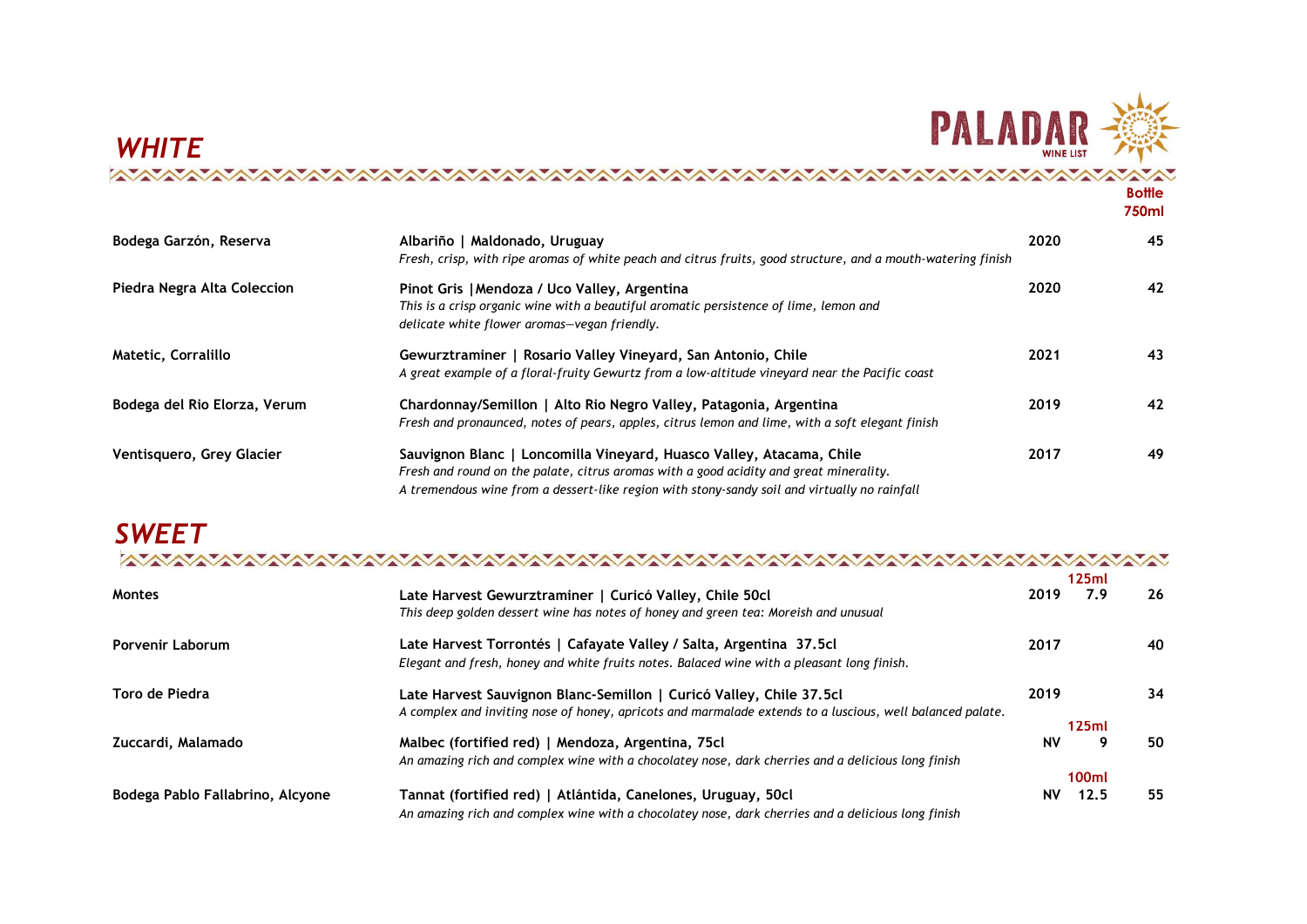# PALADAR WINE LIST

## WHITE

| | | | Bottle 750ml |
|---|---|---|---|
| **Bodega Garzón, Reserva** | **Albariño \| Maldonado, Uruguay**<br>*Fresh, crisp, with ripe aromas of white peach and citrus fruits, good structure, and a mouth-watering finish* | **2020** | **45** |
| **Piedra Negra Alta Coleccion** | **Pinot Gris \|Mendoza / Uco Valley, Argentina**<br>*This is a crisp organic wine with a beautiful aromatic persistence of lime, lemon and delicate white flower aromas—vegan friendly.* | **2020** | **42** |
| **Matetic, Corralillo** | **Gewurztraminer \| Rosario Valley Vineyard, San Antonio, Chile**<br>*A great example of a floral-fruity Gewurtz from a low-altitude vineyard near the Pacific coast* | **2021** | **43** |
| **Bodega del Rio Elorza, Verum** | **Chardonnay/Semillon \| Alto Rio Negro Valley, Patagonia, Argentina**<br>*Fresh and pronaunced, notes of pears, apples, citrus lemon and lime, with a soft elegant finish* | **2019** | **42** |
| **Ventisquero, Grey Glacier** | **Sauvignon Blanc \| Loncomilla Vineyard, Huasco Valley, Atacama, Chile**<br>*Fresh and round on the palate, citrus aromas with a good acidity and great minerality. A tremendous wine from a dessert-like region with stony-sandy soil and virtually no rainfall* | **2017** | **49** |

## SWEET

| | | | Glass | Bottle |
|---|---|---|---|---|
| **Montes** | **Late Harvest Gewurztraminer \| Curicó Valley, Chile 50cl**<br>*This deep golden dessert wine has notes of honey and green tea: Moreish and unusual* | **2019** | 125ml **7.9** | **26** |
| **Porvenir Laborum** | **Late Harvest Torrontés \| Cafayate Valley / Salta, Argentina 37.5cl**<br>*Elegant and fresh, honey and white fruits notes. Balaced wine with a pleasant long finish.* | **2017** | | **40** |
| **Toro de Piedra** | **Late Harvest Sauvignon Blanc-Semillon \| Curicó Valley, Chile 37.5cl**<br>*A complex and inviting nose of honey, apricots and marmalade extends to a luscious, well balanced palate.* | **2019** | | **34** |
| **Zuccardi, Malamado** | **Malbec (fortified red) \| Mendoza, Argentina, 75cl**<br>*An amazing rich and complex wine with a chocolatey nose, dark cherries and a delicious long finish* | **NV** | 125ml **9** | **50** |
| **Bodega Pablo Fallabrino, Alcyone** | **Tannat (fortified red) \| Atlántida, Canelones, Uruguay, 50cl**<br>*An amazing rich and complex wine with a chocolatey nose, dark cherries and a delicious long finish* | **NV** | 100ml **12.5** | **55** |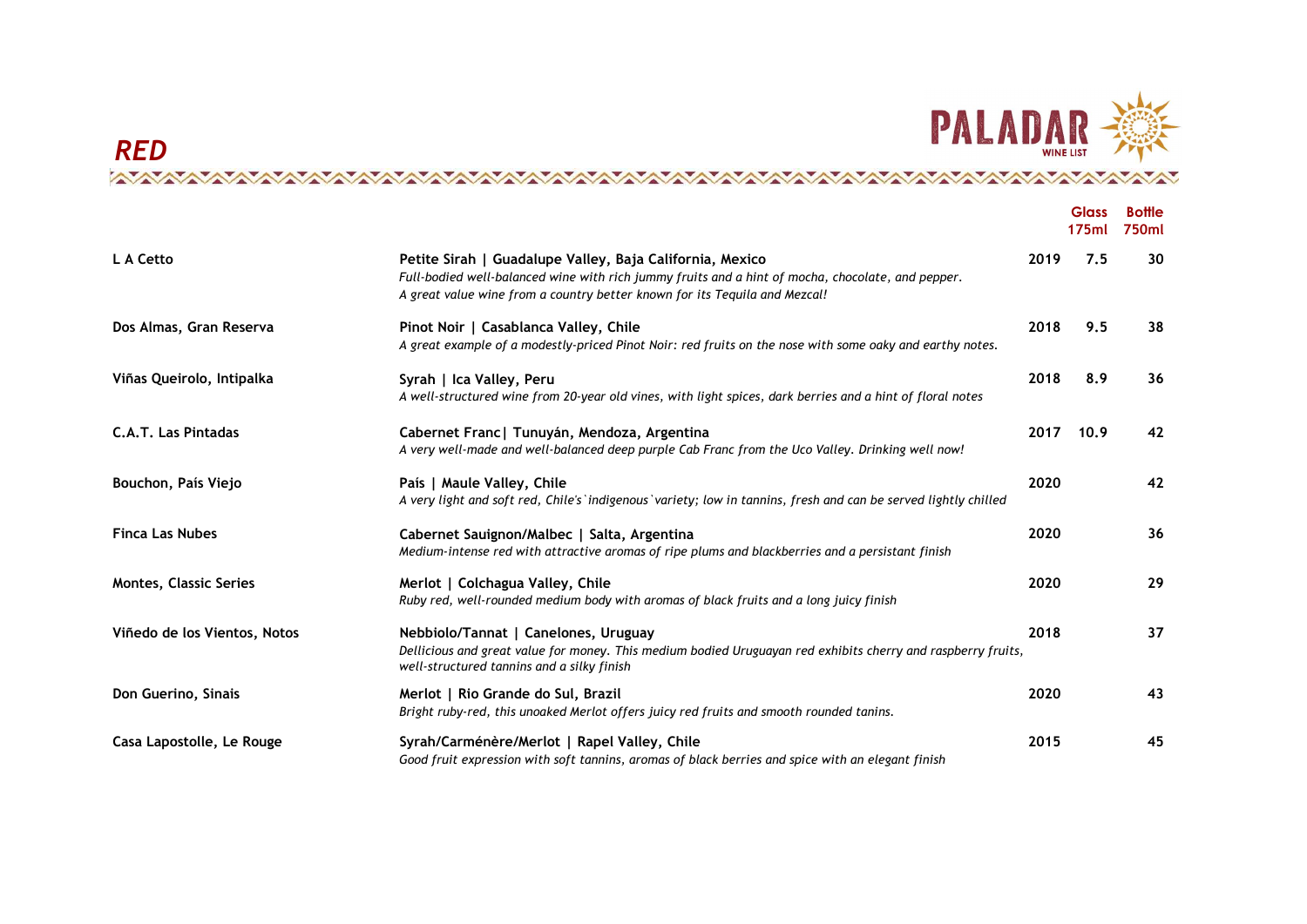## RED

PALADAR WINE LIST

| | | | Glass 175ml | Bottle 750ml |
|---|---|---|---|---|
| **L A Cetto** | **Petite Sirah \| Guadalupe Valley, Baja California, Mexico**<br>*Full-bodied well-balanced wine with rich jummy fruits and a hint of mocha, chocolate, and pepper. A great value wine from a country better known for its Tequila and Mezcal!* | **2019** | **7.5** | **30** |
| **Dos Almas, Gran Reserva** | **Pinot Noir \| Casablanca Valley, Chile**<br>*A great example of a modestly-priced Pinot Noir: red fruits on the nose with some oaky and earthy notes.* | **2018** | **9.5** | **38** |
| **Viñas Queirolo, Intipalka** | **Syrah \| Ica Valley, Peru**<br>*A well-structured wine from 20-year old vines, with light spices, dark berries and a hint of floral notes* | **2018** | **8.9** | **36** |
| **C.A.T. Las Pintadas** | **Cabernet Franc\| Tunuyán, Mendoza, Argentina**<br>*A very well-made and well-balanced deep purple Cab Franc from the Uco Valley. Drinking well now!* | **2017** | **10.9** | **42** |
| **Bouchon, País Viejo** | **País \| Maule Valley, Chile**<br>*A very light and soft red, Chile's `indigenous` variety; low in tannins, fresh and can be served lightly chilled* | **2020** | | **42** |
| **Finca Las Nubes** | **Cabernet Sauignon/Malbec \| Salta, Argentina**<br>*Medium-intense red with attractive aromas of ripe plums and blackberries and a persistant finish* | **2020** | | **36** |
| **Montes, Classic Series** | **Merlot \| Colchagua Valley, Chile**<br>*Ruby red, well-rounded medium body with aromas of black fruits and a long juicy finish* | **2020** | | **29** |
| **Viñedo de los Vientos, Notos** | **Nebbiolo/Tannat \| Canelones, Uruguay**<br>*Dellicious and great value for money. This medium bodied Uruguayan red exhibits cherry and raspberry fruits, well-structured tannins and a silky finish* | **2018** | | **37** |
| **Don Guerino, Sinais** | **Merlot \| Rio Grande do Sul, Brazil**<br>*Bright ruby-red, this unoaked Merlot offers juicy red fruits and smooth rounded tanins.* | **2020** | | **43** |
| **Casa Lapostolle, Le Rouge** | **Syrah/Carménère/Merlot \| Rapel Valley, Chile**<br>*Good fruit expression with soft tannins, aromas of black berries and spice with an elegant finish* | **2015** | | **45** |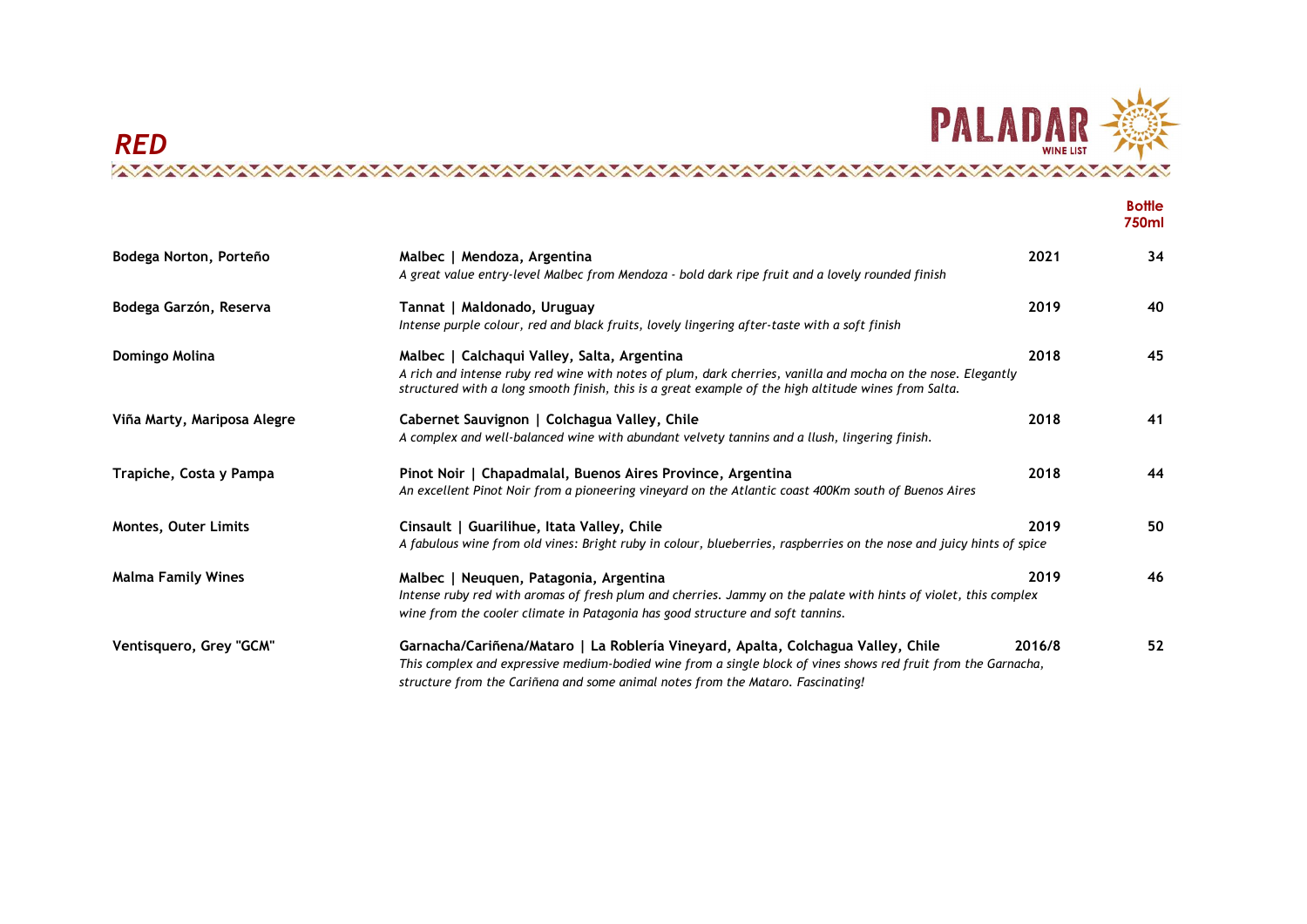# RED

PALADAR WINE LIST

| | | | Bottle 750ml |
|---|---|---|---|
| **Bodega Norton, Porteño** | **Malbec \| Mendoza, Argentina**<br>*A great value entry-level Malbec from Mendoza - bold dark ripe fruit and a lovely rounded finish* | **2021** | **34** |
| **Bodega Garzón, Reserva** | **Tannat \| Maldonado, Uruguay**<br>*Intense purple colour, red and black fruits, lovely lingering after-taste with a soft finish* | **2019** | **40** |
| **Domingo Molina** | **Malbec \| Calchaqui Valley, Salta, Argentina**<br>*A rich and intense ruby red wine with notes of plum, dark cherries, vanilla and mocha on the nose. Elegantly structured with a long smooth finish, this is a great example of the high altitude wines from Salta.* | **2018** | **45** |
| **Viña Marty, Mariposa Alegre** | **Cabernet Sauvignon \| Colchagua Valley, Chile**<br>*A complex and well-balanced wine with abundant velvety tannins and a llush, lingering finish.* | **2018** | **41** |
| **Trapiche, Costa y Pampa** | **Pinot Noir \| Chapadmalal, Buenos Aires Province, Argentina**<br>*An excellent Pinot Noir from a pioneering vineyard on the Atlantic coast 400Km south of Buenos Aires* | **2018** | **44** |
| **Montes, Outer Limits** | **Cinsault \| Guarilihue, Itata Valley, Chile**<br>*A fabulous wine from old vines: Bright ruby in colour, blueberries, raspberries on the nose and juicy hints of spice* | **2019** | **50** |
| **Malma Family Wines** | **Malbec \| Neuquen, Patagonia, Argentina**<br>*Intense ruby red with aromas of fresh plum and cherries. Jammy on the palate with hints of violet, this complex wine from the cooler climate in Patagonia has good structure and soft tannins.* | **2019** | **46** |
| **Ventisquero, Grey "GCM"** | **Garnacha/Cariñena/Mataro \| La Roblería Vineyard, Apalta, Colchagua Valley, Chile**<br>*This complex and expressive medium-bodied wine from a single block of vines shows red fruit from the Garnacha, structure from the Cariñena and some animal notes from the Mataro. Fascinating!* | **2016/8** | **52** |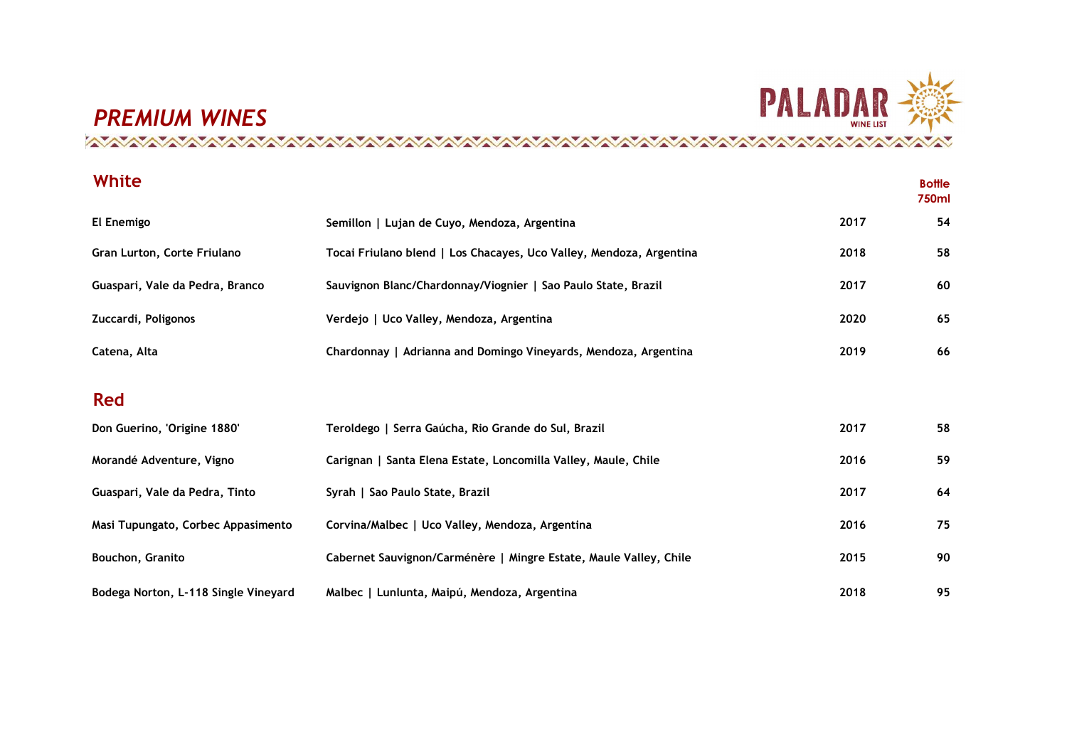# PREMIUM WINES

PALADAR
WINE LIST

## White

| | | | Bottle 750ml |
|---|---|---|---|
| El Enemigo | Semillon \| Lujan de Cuyo, Mendoza, Argentina | 2017 | 54 |
| Gran Lurton, Corte Friulano | Tocai Friulano blend \| Los Chacayes, Uco Valley, Mendoza, Argentina | 2018 | 58 |
| Guaspari, Vale da Pedra, Branco | Sauvignon Blanc/Chardonnay/Viognier \| Sao Paulo State, Brazil | 2017 | 60 |
| Zuccardi, Poligonos | Verdejo \| Uco Valley, Mendoza, Argentina | 2020 | 65 |
| Catena, Alta | Chardonnay \| Adrianna and Domingo Vineyards, Mendoza, Argentina | 2019 | 66 |

## Red

| | | | |
|---|---|---|---|
| Don Guerino, 'Origine 1880' | Teroldego \| Serra Gaúcha, Rio Grande do Sul, Brazil | 2017 | 58 |
| Morandé Adventure, Vigno | Carignan \| Santa Elena Estate, Loncomilla Valley, Maule, Chile | 2016 | 59 |
| Guaspari, Vale da Pedra, Tinto | Syrah \| Sao Paulo State, Brazil | 2017 | 64 |
| Masi Tupungato, Corbec Appasimento | Corvina/Malbec \| Uco Valley, Mendoza, Argentina | 2016 | 75 |
| Bouchon, Granito | Cabernet Sauvignon/Carménère \| Mingre Estate, Maule Valley, Chile | 2015 | 90 |
| Bodega Norton, L-118 Single Vineyard | Malbec \| Lunlunta, Maipú, Mendoza, Argentina | 2018 | 95 |